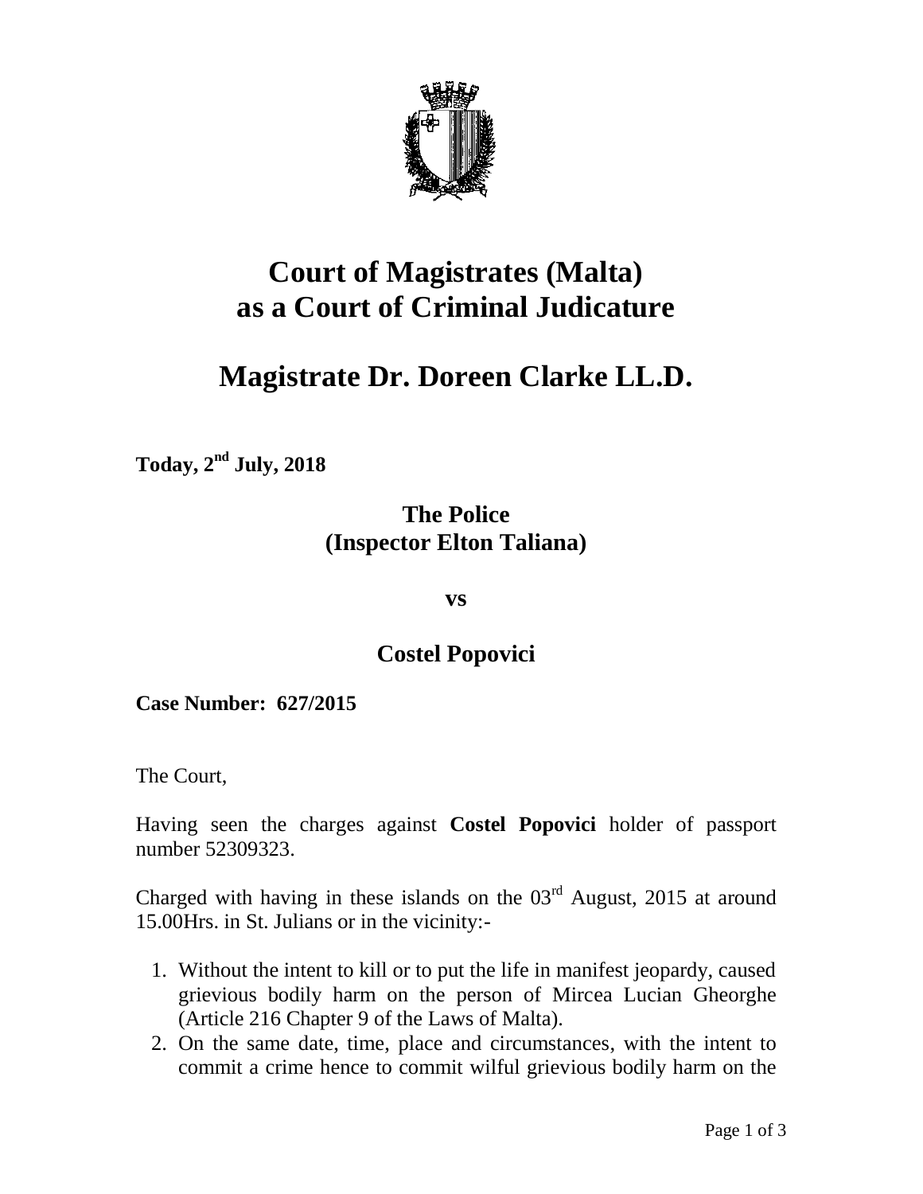# Court of Magistrates (Malta) as a Court of Criminal Judicature

# Magistrate Dr. Doreen Clarke LL.D.

**Today, 2nd July, 2018**

**The Police**
**(Inspector Elton Taliana)**

**vs**

**Costel Popovici**

**Case Number: 627/2015**

The Court,

Having seen the charges against **Costel Popovici** holder of passport number 52309323.

Charged with having in these islands on the 03rd August, 2015 at around 15.00Hrs. in St. Julians or in the vicinity:-

1. Without the intent to kill or to put the life in manifest jeopardy, caused grievious bodily harm on the person of Mircea Lucian Gheorghe (Article 216 Chapter 9 of the Laws of Malta).
2. On the same date, time, place and circumstances, with the intent to commit a crime hence to commit wilful grievious bodily harm on the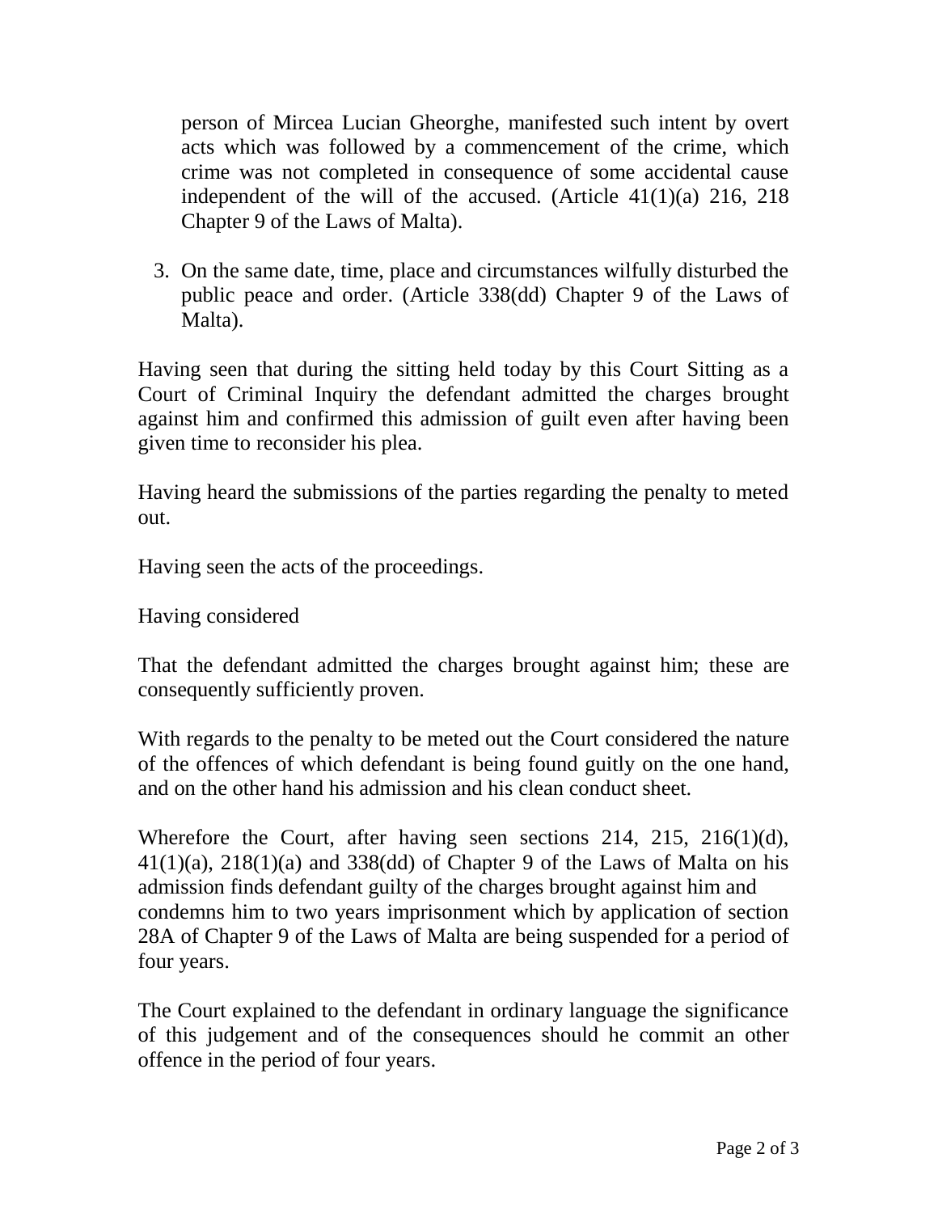person of Mircea Lucian Gheorghe, manifested such intent by overt acts which was followed by a commencement of the crime, which crime was not completed in consequence of some accidental cause independent of the will of the accused. (Article 41(1)(a) 216, 218 Chapter 9 of the Laws of Malta).

3. On the same date, time, place and circumstances wilfully disturbed the public peace and order. (Article 338(dd) Chapter 9 of the Laws of Malta).

Having seen that during the sitting held today by this Court Sitting as a Court of Criminal Inquiry the defendant admitted the charges brought against him and confirmed this admission of guilt even after having been given time to reconsider his plea.

Having heard the submissions of the parties regarding the penalty to meted out.

Having seen the acts of the proceedings.

Having considered

That the defendant admitted the charges brought against him; these are consequently sufficiently proven.

With regards to the penalty to be meted out the Court considered the nature of the offences of which defendant is being found guitly on the one hand, and on the other hand his admission and his clean conduct sheet.

Wherefore the Court, after having seen sections 214, 215, 216(1)(d), 41(1)(a), 218(1)(a) and 338(dd) of Chapter 9 of the Laws of Malta on his admission finds defendant guilty of the charges brought against him and condemns him to two years imprisonment which by application of section 28A of Chapter 9 of the Laws of Malta are being suspended for a period of four years.

The Court explained to the defendant in ordinary language the significance of this judgement and of the consequences should he commit an other offence in the period of four years.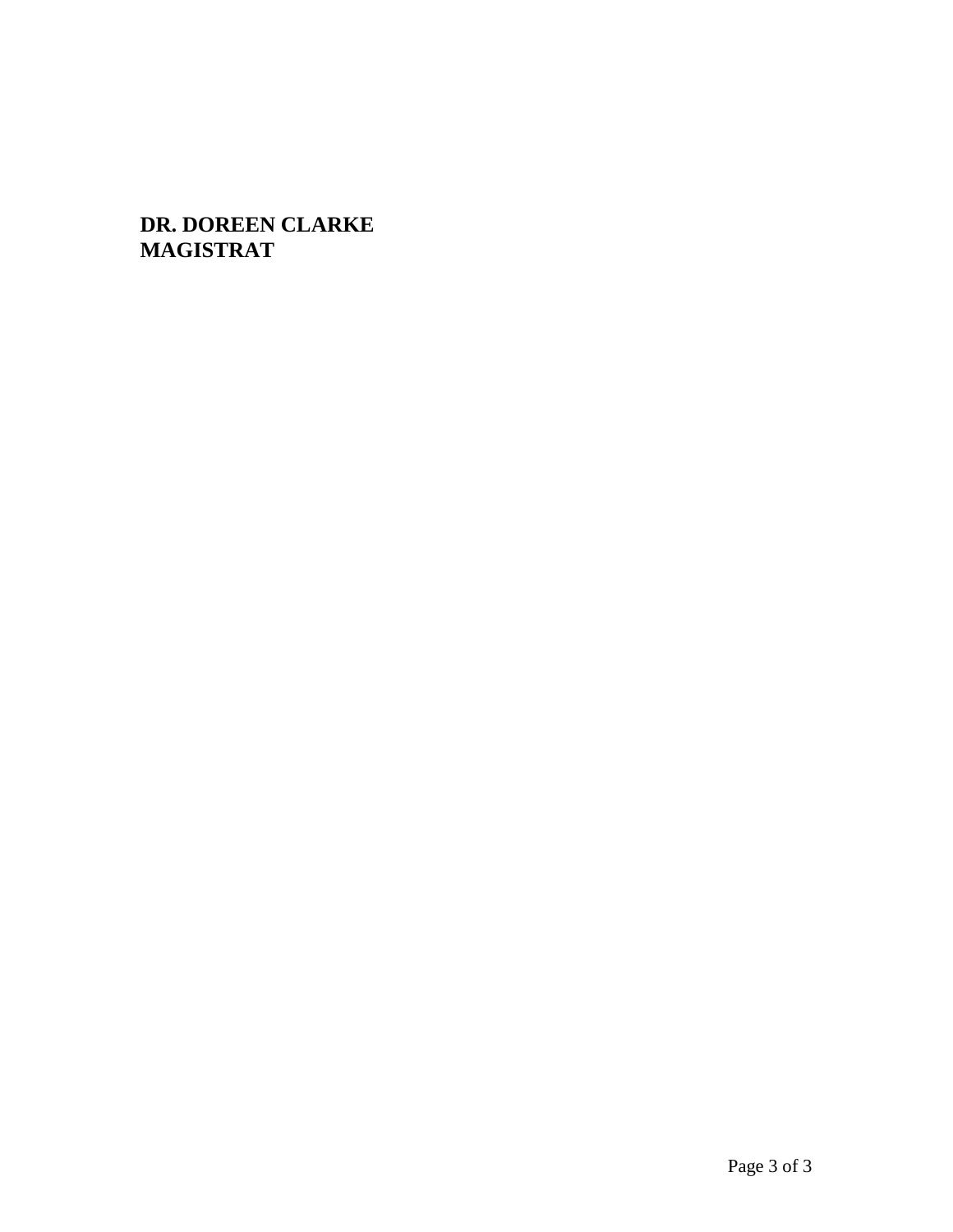**DR. DOREEN CLARKE**
**MAGISTRAT**